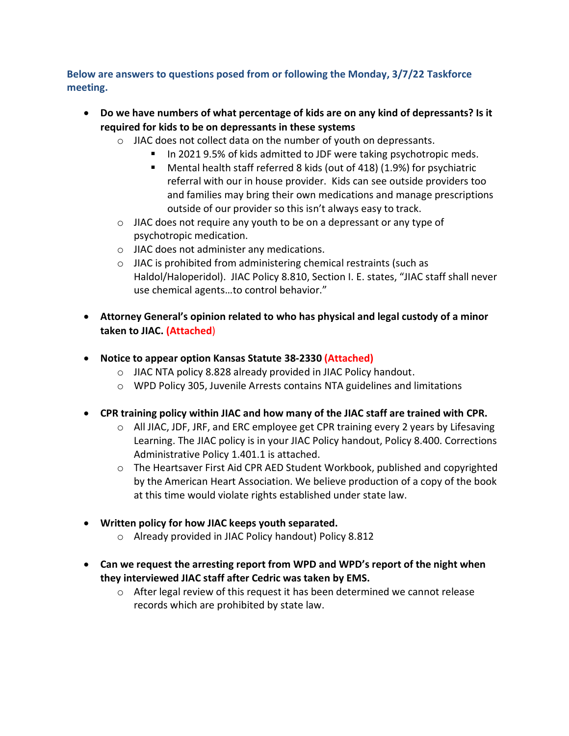**Below are answers to questions posed from or following the Monday, 3/7/22 Taskforce meeting.**

- **Do we have numbers of what percentage of kids are on any kind of depressants? Is it required for kids to be on depressants in these systems**
    - JIAC does not collect data on the number of youth on depressants.
        - In 2021 9.5% of kids admitted to JDF were taking psychotropic meds.
        - Mental health staff referred 8 kids (out of 418) (1.9%) for psychiatric referral with our in house provider. Kids can see outside providers too and families may bring their own medications and manage prescriptions outside of our provider so this isn't always easy to track.
    - JIAC does not require any youth to be on a depressant or any type of psychotropic medication.
    - JIAC does not administer any medications.
    - JIAC is prohibited from administering chemical restraints (such as Haldol/Haloperidol). JIAC Policy 8.810, Section I. E. states, "JIAC staff shall never use chemical agents…to control behavior."

- **Attorney General's opinion related to who has physical and legal custody of a minor taken to JIAC. (Attached)**

- **Notice to appear option Kansas Statute 38-2330 (Attached)**
    - JIAC NTA policy 8.828 already provided in JIAC Policy handout.
    - WPD Policy 305, Juvenile Arrests contains NTA guidelines and limitations

- **CPR training policy within JIAC and how many of the JIAC staff are trained with CPR.**
    - All JIAC, JDF, JRF, and ERC employee get CPR training every 2 years by Lifesaving Learning. The JIAC policy is in your JIAC Policy handout, Policy 8.400. Corrections Administrative Policy 1.401.1 is attached.
    - The Heartsaver First Aid CPR AED Student Workbook, published and copyrighted by the American Heart Association. We believe production of a copy of the book at this time would violate rights established under state law.

- **Written policy for how JIAC keeps youth separated.**
    - Already provided in JIAC Policy handout) Policy 8.812

- **Can we request the arresting report from WPD and WPD's report of the night when they interviewed JIAC staff after Cedric was taken by EMS.**
    - After legal review of this request it has been determined we cannot release records which are prohibited by state law.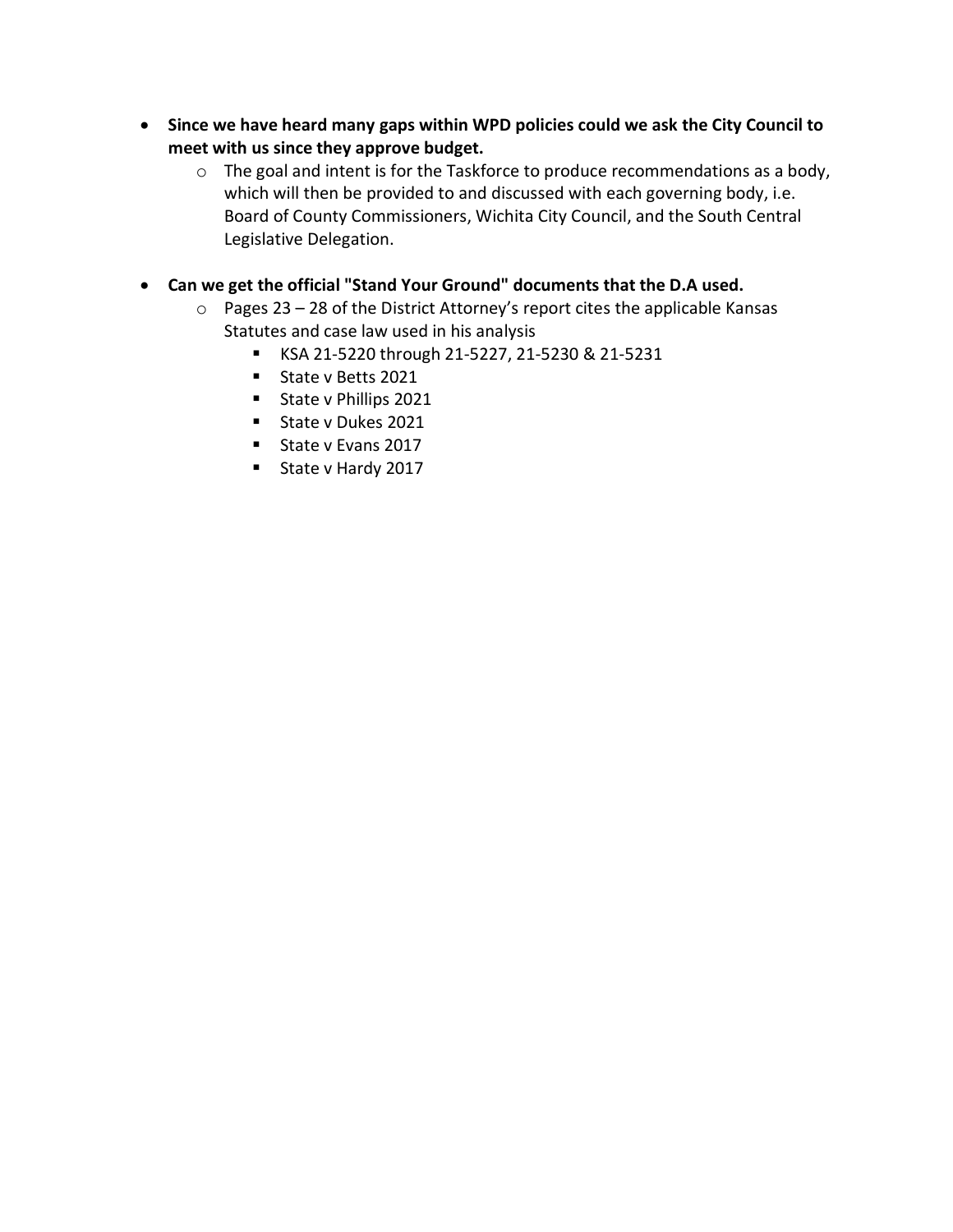- **Since we have heard many gaps within WPD policies could we ask the City Council to meet with us since they approve budget.**
  - The goal and intent is for the Taskforce to produce recommendations as a body, which will then be provided to and discussed with each governing body, i.e. Board of County Commissioners, Wichita City Council, and the South Central Legislative Delegation.

- **Can we get the official "Stand Your Ground" documents that the D.A used.**
  - Pages 23 – 28 of the District Attorney's report cites the applicable Kansas Statutes and case law used in his analysis
    - KSA 21-5220 through 21-5227, 21-5230 & 21-5231
    - State v Betts 2021
    - State v Phillips 2021
    - State v Dukes 2021
    - State v Evans 2017
    - State v Hardy 2017